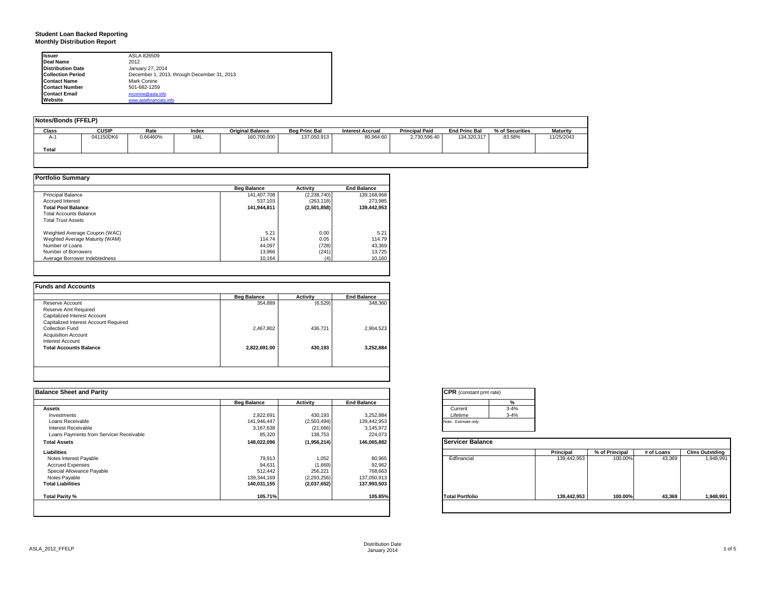# Student Loan Backed Reporting
## Monthly Distribution Report

| | |
|---|---|
| **Issuer** | ASLA 826509 |
| **Deal Name** | 2012 |
| **Distribution Date** | January 27, 2014 |
| **Collection Period** | December 1, 2013, through December 31, 2013 |
| **Contact Name** | Mark Conine |
| **Contact Number** | 501-682-1259 |
| **Contact Email** | mconine@asla.info |
| **Website** | www.aslafinancials.info |

### Notes/Bonds (FFELP)

| Class | CUSIP | Rate | Index | Original Balance | Beg Princ Bal | Interest Accrual | Principal Paid | End Princ Bal | % of Securities | Maturity |
|---|---|---|---|---|---|---|---|---|---|---|
| A-1 | 041150DK6 | 0.66460% | 1ML | 160,700,000 | 137,050,913 | 80,964.60 | 2,730,596.40 | 134,320,317 | *83.58%* | 11/25/2043 |
| **Total** | | | | | | | | | | |

### Portfolio Summary

| | Beg Balance | Activity | End Balance |
|---|---|---|---|
| Principal Balance | 141,407,708 | (2,238,740) | 139,168,968 |
| Accrued Interest | 537,103 | (263,118) | 273,985 |
| **Total Pool Balance** | **141,944,811** | **(2,501,858)** | **139,442,953** |
| Total Accounts Balance | | | |
| Total Trust Assets | | | |
| | | | |
| Weighted Average Coupon (WAC) | 5.21 | 0.00 | 5.21 |
| Weghted Average Maturity (WAM) | 114.74 | 0.05 | 114.79 |
| Number of Loans | 44,097 | (728) | 43,369 |
| Number of Borrowers | 13,966 | (241) | 13,725 |
| Average Borrower Indebtedness | 10,164 | (4) | 10,160 |

### Funds and Accounts

| | Beg Balance | Activity | End Balance |
|---|---|---|---|
| Reserve Account | 354,889 | (6,529) | 348,360 |
| Reserve Amt Required | | | |
| Capitalized Interest Account | | | |
| Capitalized Interest Account Required | | | |
| Collection Fund | 2,467,802 | 436,721 | 2,904,523 |
| Acquisition Account | | | |
| Interest Account | | | |
| **Total Accounts Balance** | **2,822,691.00** | **430,193** | **3,252,884** |

### Balance Sheet and Parity

| | Beg Balance | Activity | End Balance |
|---|---|---|---|
| **Assets** | | | |
| Investments | 2,822,691 | 430,193 | 3,252,884 |
| Loans Receivable | 141,946,447 | (2,503,494) | 139,442,953 |
| Interest Receivable | 3,167,638 | (21,666) | 3,145,972 |
| Loans Payments from Servicer Receivable | 85,320 | 138,753 | 224,073 |
| **Total Assets** | **148,022,096** | **(1,956,214)** | **146,065,882** |
| **Liabilities** | | | |
| Notes Interest Payable | 79,913 | 1,052 | 80,965 |
| Accrued Expenses | 94,631 | (1,669) | 92,962 |
| Special Allowance Payable | 512,442 | 256,221 | 768,663 |
| Notes Payable | 139,344,169 | (2,293,256) | 137,050,913 |
| **Total Liabilities** | **140,031,155** | **(2,037,652)** | **137,993,503** |
| | | | |
| **Total Parity %** | **105.71%** | | **105.85%** |

### CPR (constant pmt rate)

| | % |
|---|---|
| Current | 3-4% |
| Lifetime | 3-4% |

Note: Estimate only.

### Servicer Balance

| | Principal | % of Principal | # of Loans | Clms Outstding |
|---|---|---|---|---|
| Edfinancial | 139,442,953 | 100.00% | 43,369 | 1,948,991 |
| **Total Portfolio** | **139,442,953** | **100.00%** | **43,369** | **1,948,991** |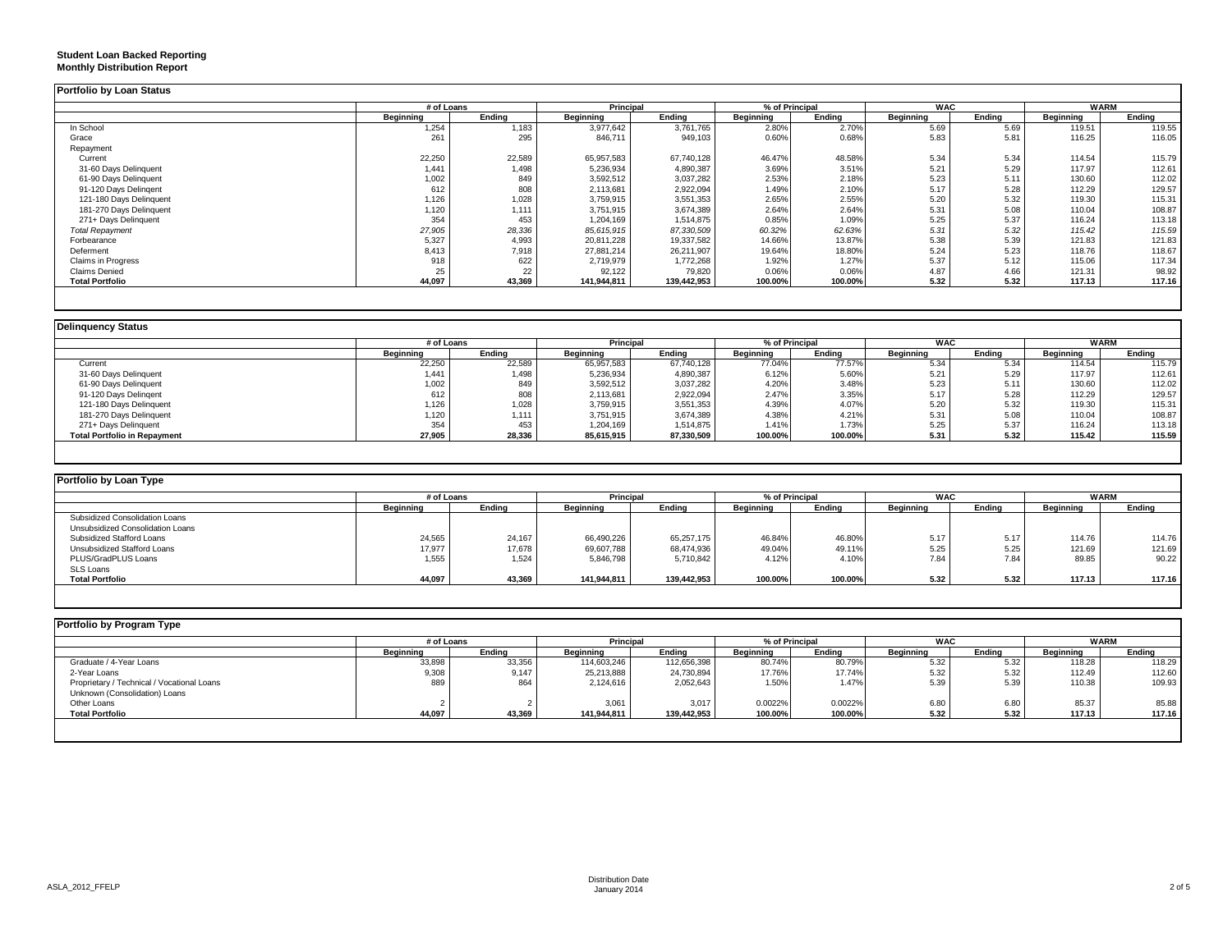**Student Loan Backed Reporting**
**Monthly Distribution Report**

## Portfolio by Loan Status

| | # of Loans | | Principal | | % of Principal | | WAC | | WARM | |
|---|---|---|---|---|---|---|---|---|---|---|
| | Beginning | Ending | Beginning | Ending | Beginning | Ending | Beginning | Ending | Beginning | Ending |
| In School | 1,254 | 1,183 | 3,977,642 | 3,761,765 | 2.80% | 2.70% | 5.69 | 5.69 | 119.51 | 119.55 |
| Grace | 261 | 295 | 846,711 | 949,103 | 0.60% | 0.68% | 5.83 | 5.81 | 116.25 | 116.05 |
| Repayment | | | | | | | | | | |
| Current | 22,250 | 22,589 | 65,957,583 | 67,740,128 | 46.47% | 48.58% | 5.34 | 5.34 | 114.54 | 115.79 |
| 31-60 Days Delinquent | 1,441 | 1,498 | 5,236,934 | 4,890,387 | 3.69% | 3.51% | 5.21 | 5.29 | 117.97 | 112.61 |
| 61-90 Days Delinquent | 1,002 | 849 | 3,592,512 | 3,037,282 | 2.53% | 2.18% | 5.23 | 5.11 | 130.60 | 112.02 |
| 91-120 Days Delingent | 612 | 808 | 2,113,681 | 2,922,094 | 1.49% | 2.10% | 5.17 | 5.28 | 112.29 | 129.57 |
| 121-180 Days Delinquent | 1,126 | 1,028 | 3,759,915 | 3,551,353 | 2.65% | 2.55% | 5.20 | 5.32 | 119.30 | 115.31 |
| 181-270 Days Delinquent | 1,120 | 1,111 | 3,751,915 | 3,674,389 | 2.64% | 2.64% | 5.31 | 5.08 | 110.04 | 108.87 |
| 271+ Days Delinquent | 354 | 453 | 1,204,169 | 1,514,875 | 0.85% | 1.09% | 5.25 | 5.37 | 116.24 | 113.18 |
| *Total Repayment* | *27,905* | *28,336* | *85,615,915* | *87,330,509* | *60.32%* | *62.63%* | *5.31* | *5.32* | *115.42* | *115.59* |
| Forbearance | 5,327 | 4,993 | 20,811,228 | 19,337,582 | 14.66% | 13.87% | 5.38 | 5.39 | 121.83 | 121.83 |
| Deferment | 8,413 | 7,918 | 27,881,214 | 26,211,907 | 19.64% | 18.80% | 5.24 | 5.23 | 118.76 | 118.67 |
| Claims in Progress | 918 | 622 | 2,719,979 | 1,772,268 | 1.92% | 1.27% | 5.37 | 5.12 | 115.06 | 117.34 |
| Claims Denied | 25 | 22 | 92,122 | 79,820 | 0.06% | 0.06% | 4.87 | 4.66 | 121.31 | 98.92 |
| **Total Portfolio** | **44,097** | **43,369** | **141,944,811** | **139,442,953** | **100.00%** | **100.00%** | **5.32** | **5.32** | **117.13** | **117.16** |

## Delinquency Status

| | # of Loans | | Principal | | % of Principal | | WAC | | WARM | |
|---|---|---|---|---|---|---|---|---|---|---|
| | Beginning | Ending | Beginning | Ending | Beginning | Ending | Beginning | Ending | Beginning | Ending |
| Current | 22,250 | 22,589 | 65,957,583 | 67,740,128 | 77.04% | 77.57% | 5.34 | 5.34 | 114.54 | 115.79 |
| 31-60 Days Delinquent | 1,441 | 1,498 | 5,236,934 | 4,890,387 | 6.12% | 5.60% | 5.21 | 5.29 | 117.97 | 112.61 |
| 61-90 Days Delinquent | 1,002 | 849 | 3,592,512 | 3,037,282 | 4.20% | 3.48% | 5.23 | 5.11 | 130.60 | 112.02 |
| 91-120 Days Delingent | 612 | 808 | 2,113,681 | 2,922,094 | 2.47% | 3.35% | 5.17 | 5.28 | 112.29 | 129.57 |
| 121-180 Days Delinquent | 1,126 | 1,028 | 3,759,915 | 3,551,353 | 4.39% | 4.07% | 5.20 | 5.32 | 119.30 | 115.31 |
| 181-270 Days Delinquent | 1,120 | 1,111 | 3,751,915 | 3,674,389 | 4.38% | 4.21% | 5.31 | 5.08 | 110.04 | 108.87 |
| 271+ Days Delinquent | 354 | 453 | 1,204,169 | 1,514,875 | 1.41% | 1.73% | 5.25 | 5.37 | 116.24 | 113.18 |
| **Total Portfolio in Repayment** | **27,905** | **28,336** | **85,615,915** | **87,330,509** | **100.00%** | **100.00%** | **5.31** | **5.32** | **115.42** | **115.59** |

## Portfolio by Loan Type

| | # of Loans | | Principal | | % of Principal | | WAC | | WARM | |
|---|---|---|---|---|---|---|---|---|---|---|
| | Beginning | Ending | Beginning | Ending | Beginning | Ending | Beginning | Ending | Beginning | Ending |
| Subsidized Consolidation Loans | | | | | | | | | | |
| Unsubsidized Consolidation Loans | | | | | | | | | | |
| Subsidized Stafford Loans | 24,565 | 24,167 | 66,490,226 | 65,257,175 | 46.84% | 46.80% | 5.17 | 5.17 | 114.76 | 114.76 |
| Unsubsidized Stafford Loans | 17,977 | 17,678 | 69,607,788 | 68,474,936 | 49.04% | 49.11% | 5.25 | 5.25 | 121.69 | 121.69 |
| PLUS/GradPLUS Loans | 1,555 | 1,524 | 5,846,798 | 5,710,842 | 4.12% | 4.10% | 7.84 | 7.84 | 89.85 | 90.22 |
| SLS Loans | | | | | | | | | | |
| **Total Portfolio** | **44,097** | **43,369** | **141,944,811** | **139,442,953** | **100.00%** | **100.00%** | **5.32** | **5.32** | **117.13** | **117.16** |

## Portfolio by Program Type

| | # of Loans | | Principal | | % of Principal | | WAC | | WARM | |
|---|---|---|---|---|---|---|---|---|---|---|
| | Beginning | Ending | Beginning | Ending | Beginning | Ending | Beginning | Ending | Beginning | Ending |
| Graduate / 4-Year Loans | 33,898 | 33,356 | 114,603,246 | 112,656,398 | 80.74% | 80.79% | 5.32 | 5.32 | 118.28 | 118.29 |
| 2-Year Loans | 9,308 | 9,147 | 25,213,888 | 24,730,894 | 17.76% | 17.74% | 5.32 | 5.32 | 112.49 | 112.60 |
| Proprietary / Technical / Vocational Loans | 889 | 864 | 2,124,616 | 2,052,643 | 1.50% | 1.47% | 5.39 | 5.39 | 110.38 | 109.93 |
| Unknown (Consolidation) Loans | | | | | | | | | | |
| Other Loans | 2 | 2 | 3,061 | 3,017 | 0.0022% | 0.0022% | 6.80 | 6.80 | 85.37 | 85.88 |
| **Total Portfolio** | **44,097** | **43,369** | **141,944,811** | **139,442,953** | **100.00%** | **100.00%** | **5.32** | **5.32** | **117.13** | **117.16** |

ASLA_2012_FFELP

Distribution Date
January 2014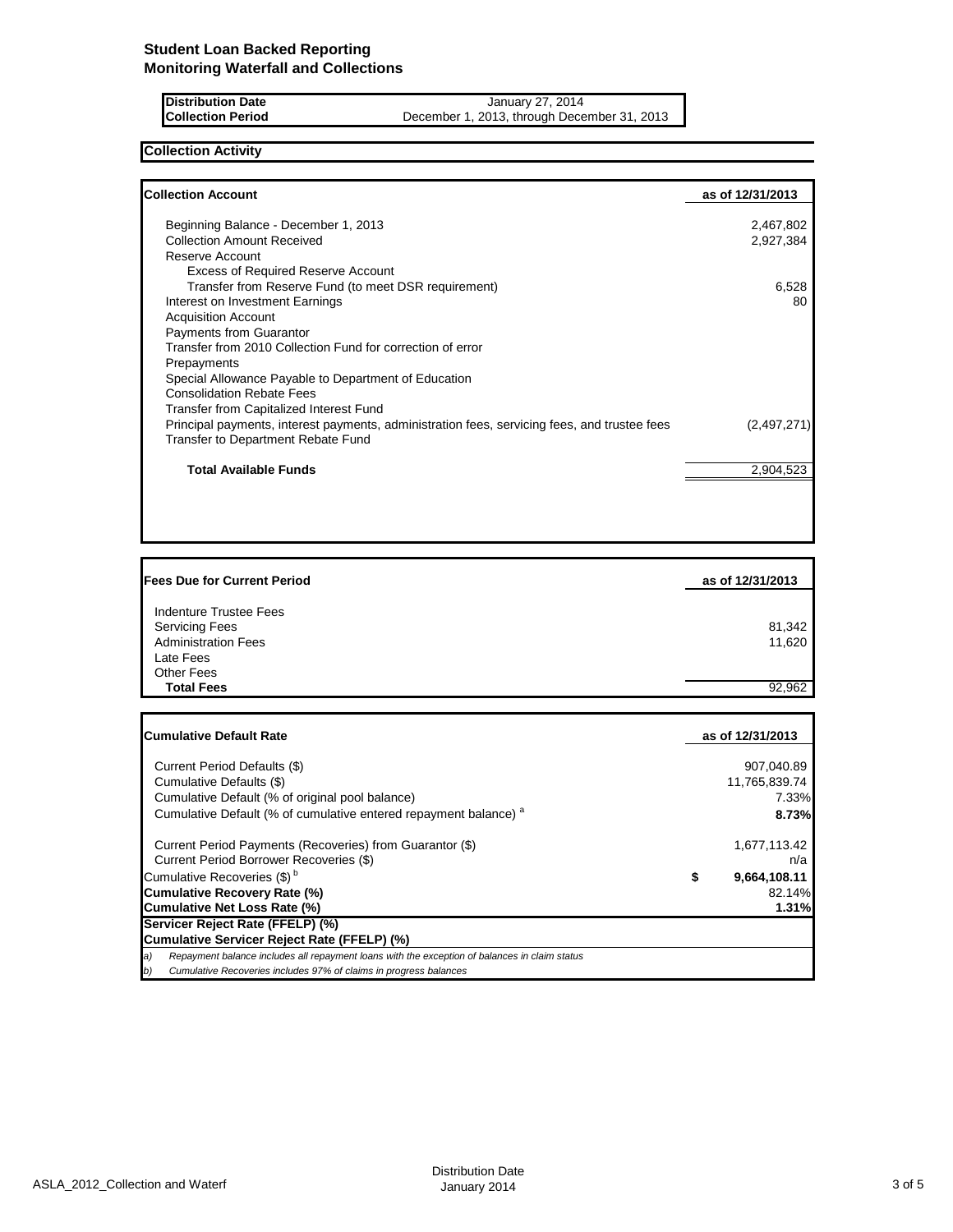## Student Loan Backed Reporting
## Monitoring Waterfall and Collections

| | |
|---|---|
| **Distribution Date** | January 27, 2014 |
| **Collection Period** | December 1, 2013, through December 31, 2013 |

### Collection Activity

| **Collection Account** | **as of 12/31/2013** |
|---|---|
| Beginning Balance - December 1, 2013 | 2,467,802 |
| Collection Amount Received | 2,927,384 |
| Reserve Account | |
| Excess of Required Reserve Account | |
| Transfer from Reserve Fund (to meet DSR requirement) | 6,528 |
| Interest on Investment Earnings | 80 |
| Acquisition Account | |
| Payments from Guarantor | |
| Transfer from 2010 Collection Fund for correction of error | |
| Prepayments | |
| Special Allowance Payable to Department of Education | |
| Consolidation Rebate Fees | |
| Transfer from Capitalized Interest Fund | |
| Principal payments, interest payments, administration fees, servicing fees, and trustee fees | (2,497,271) |
| Transfer to Department Rebate Fund | |
| **Total Available Funds** | 2,904,523 |

| **Fees Due for Current Period** | **as of 12/31/2013** |
|---|---|
| Indenture Trustee Fees | |
| Servicing Fees | 81,342 |
| Administration Fees | 11,620 |
| Late Fees | |
| Other Fees | |
| **Total Fees** | 92,962 |

| **Cumulative Default Rate** | **as of 12/31/2013** |
|---|---|
| Current Period Defaults ($) | 907,040.89 |
| Cumulative Defaults ($) | 11,765,839.74 |
| Cumulative Default (% of original pool balance) | 7.33% |
| Cumulative Default (% of cumulative entered repayment balance) [a] | **8.73%** |
| Current Period Payments (Recoveries) from Guarantor ($) | 1,677,113.42 |
| Current Period Borrower Recoveries ($) | n/a |
| Cumulative Recoveries ($) [b] | **$ 9,664,108.11** |
| **Cumulative Recovery Rate (%)** | 82.14% |
| **Cumulative Net Loss Rate (%)** | **1.31%** |
| **Servicer Reject Rate (FFELP) (%)** | |
| **Cumulative Servicer Reject Rate (FFELP) (%)** | |

*a) Repayment balance includes all repayment loans with the exception of balances in claim status*
*b) Cumulative Recoveries includes 97% of claims in progress balances*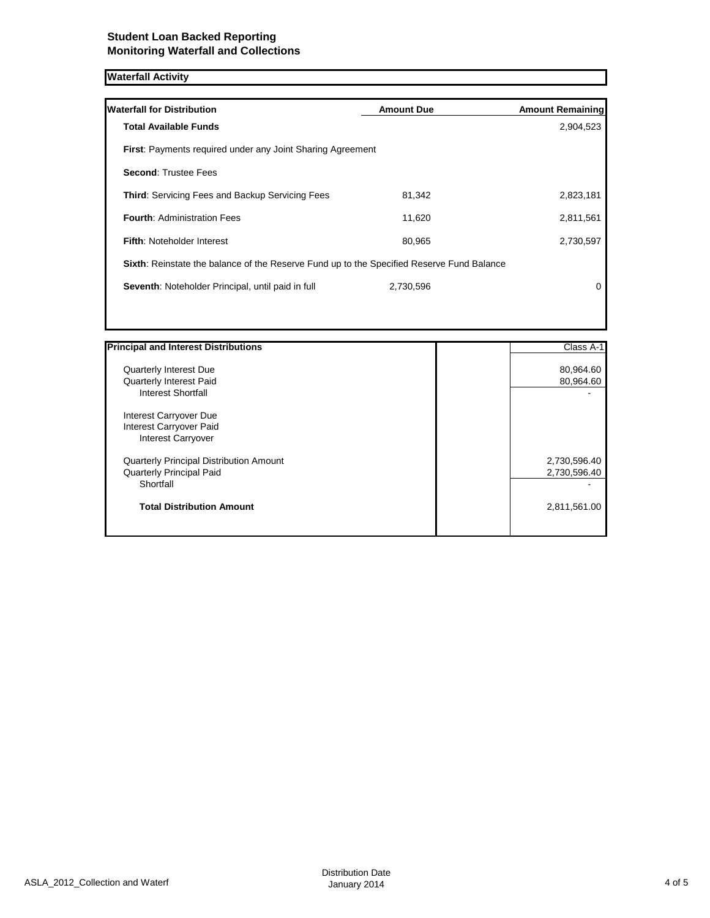## Student Loan Backed Reporting
## Monitoring Waterfall and Collections

### Waterfall Activity

| Waterfall for Distribution | Amount Due | Amount Remaining |
|---|---|---|
| **Total Available Funds** | | 2,904,523 |
| **First**: Payments required under any Joint Sharing Agreement | | |
| **Second**: Trustee Fees | | |
| **Third**: Servicing Fees and Backup Servicing Fees | 81,342 | 2,823,181 |
| **Fourth**: Administration Fees | 11,620 | 2,811,561 |
| **Fifth**: Noteholder Interest | 80,965 | 2,730,597 |
| **Sixth**: Reinstate the balance of the Reserve Fund up to the Specified Reserve Fund Balance | | |
| **Seventh**: Noteholder Principal, until paid in full | 2,730,596 | 0 |

| Principal and Interest Distributions | | Class A-1 |
|---|---|---|
| Quarterly Interest Due | | 80,964.60 |
| Quarterly Interest Paid | | 80,964.60 |
| Interest Shortfall | | - |
| Interest Carryover Due | | |
| Interest Carryover Paid | | |
| Interest Carryover | | |
| Quarterly Principal Distribution Amount | | 2,730,596.40 |
| Quarterly Principal Paid | | 2,730,596.40 |
| Shortfall | | - |
| **Total Distribution Amount** | | 2,811,561.00 |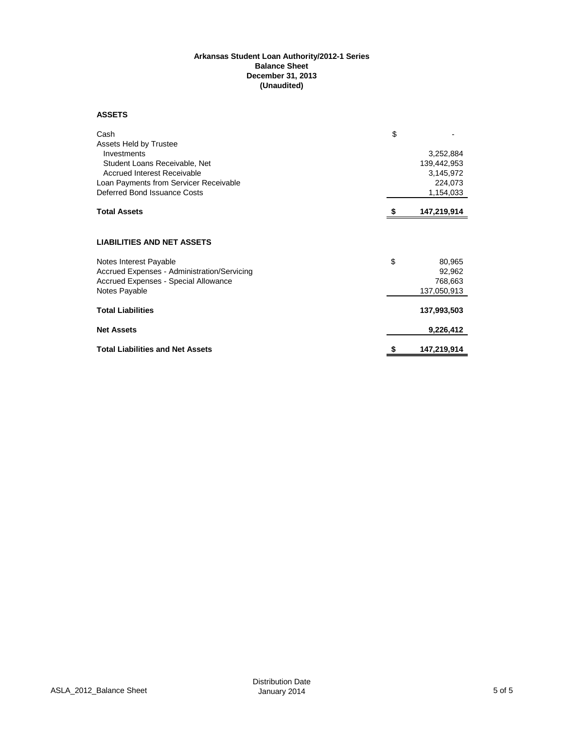**Arkansas Student Loan Authority/2012-1 Series**
**Balance Sheet**
**December 31, 2013**
**(Unaudited)**

**ASSETS**

| | | |
|---|---|---|
| Cash | $ | - |
| Assets Held by Trustee | | |
| Investments | | 3,252,884 |
| Student Loans Receivable, Net | | 139,442,953 |
| Accrued Interest Receivable | | 3,145,972 |
| Loan Payments from Servicer Receivable | | 224,073 |
| Deferred Bond Issuance Costs | | 1,154,033 |
| **Total Assets** | **$** | **147,219,914** |

**LIABILITIES AND NET ASSETS**

| | | |
|---|---|---|
| Notes Interest Payable | $ | 80,965 |
| Accrued Expenses - Administration/Servicing | | 92,962 |
| Accrued Expenses - Special Allowance | | 768,663 |
| Notes Payable | | 137,050,913 |
| **Total Liabilities** | | **137,993,503** |
| **Net Assets** | | **9,226,412** |
| **Total Liabilities and Net Assets** | **$** | **147,219,914** |

ASLA_2012_Balance Sheet

Distribution Date
January 2014